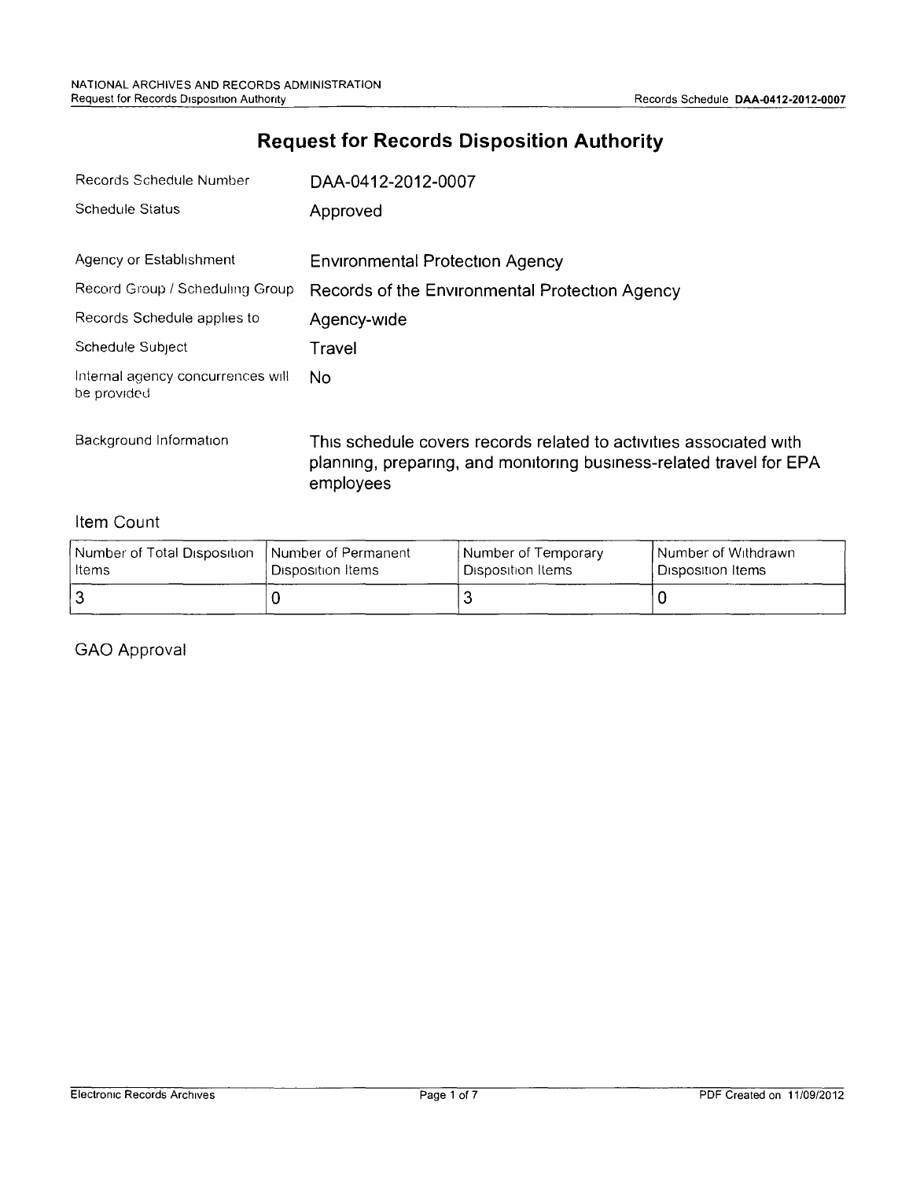# Request for Records Disposition Authority

| | |
|---|---|
| Records Schedule Number | DAA-0412-2012-0007 |
| Schedule Status | Approved |
| Agency or Establishment | Environmental Protection Agency |
| Record Group / Scheduling Group | Records of the Environmental Protection Agency |
| Records Schedule applies to | Agency-wide |
| Schedule Subject | Travel |
| Internal agency concurrences will be provided | No |
| Background Information | This schedule covers records related to activities associated with planning, preparing, and monitoring business-related travel for EPA employees |

## Item Count

| Number of Total Disposition Items | Number of Permanent Disposition Items | Number of Temporary Disposition Items | Number of Withdrawn Disposition Items |
|---|---|---|---|
| 3 | 0 | 3 | 0 |

## GAO Approval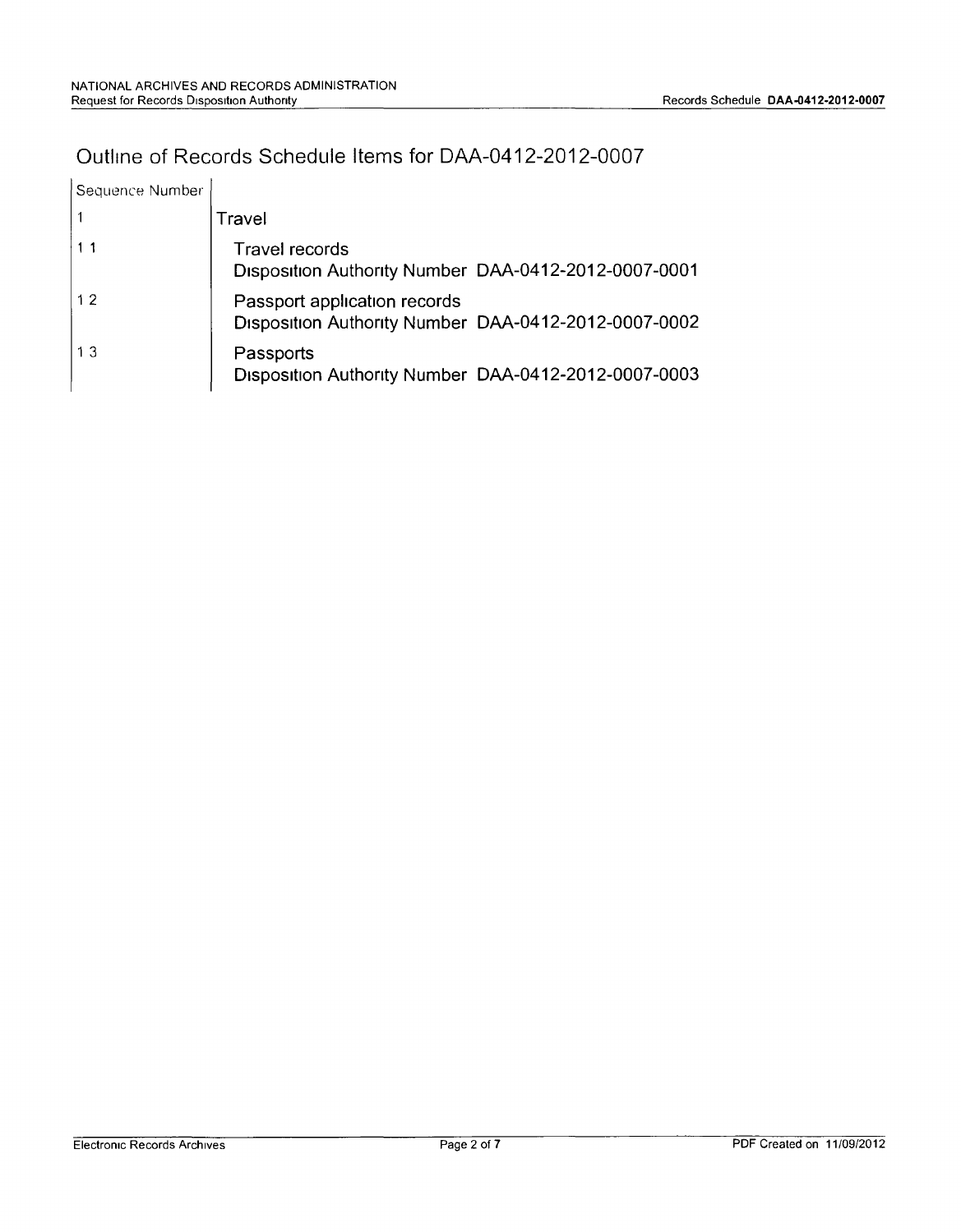# Outline of Records Schedule Items for DAA-0412-2012-0007

| Sequence Number | |
|---|---|
| 1 | Travel |
| 1 1 | Travel records<br>Disposition Authority Number DAA-0412-2012-0007-0001 |
| 1 2 | Passport application records<br>Disposition Authority Number DAA-0412-2012-0007-0002 |
| 1 3 | Passports<br>Disposition Authority Number DAA-0412-2012-0007-0003 |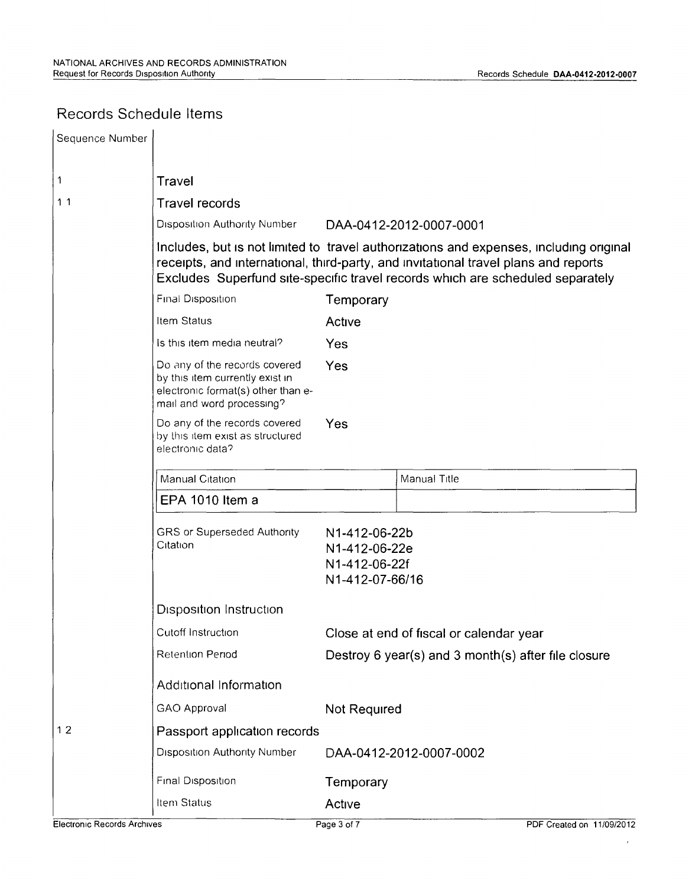## Records Schedule Items

| Sequence Number | | |
|---|---|---|
| 1 | **Travel** | |
| 1 1 | **Travel records** | |
| | Disposition Authority Number | DAA-0412-2012-0007-0001 |
| | Includes, but is not limited to travel authorizations and expenses, including original receipts, and international, third-party, and invitational travel plans and reports Excludes Superfund site-specific travel records which are scheduled separately | |
| | Final Disposition | Temporary |
| | Item Status | Active |
| | Is this item media neutral? | Yes |
| | Do any of the records covered by this item currently exist in electronic format(s) other than e-mail and word processing? | Yes |
| | Do any of the records covered by this item exist as structured electronic data? | Yes |

| Manual Citation | Manual Title |
|---|---|
| EPA 1010 Item a | |

| | |
|---|---|
| GRS or Superseded Authority Citation | N1-412-06-22b<br>N1-412-06-22e<br>N1-412-06-22f<br>N1-412-07-66/16 |

**Disposition Instruction**

| | |
|---|---|
| Cutoff Instruction | Close at end of fiscal or calendar year |
| Retention Period | Destroy 6 year(s) and 3 month(s) after file closure |

**Additional Information**

| | |
|---|---|
| GAO Approval | Not Required |

| Sequence Number | | |
|---|---|---|
| 1 2 | **Passport application records** | |
| | Disposition Authority Number | DAA-0412-2012-0007-0002 |
| | Final Disposition | Temporary |
| | Item Status | Active |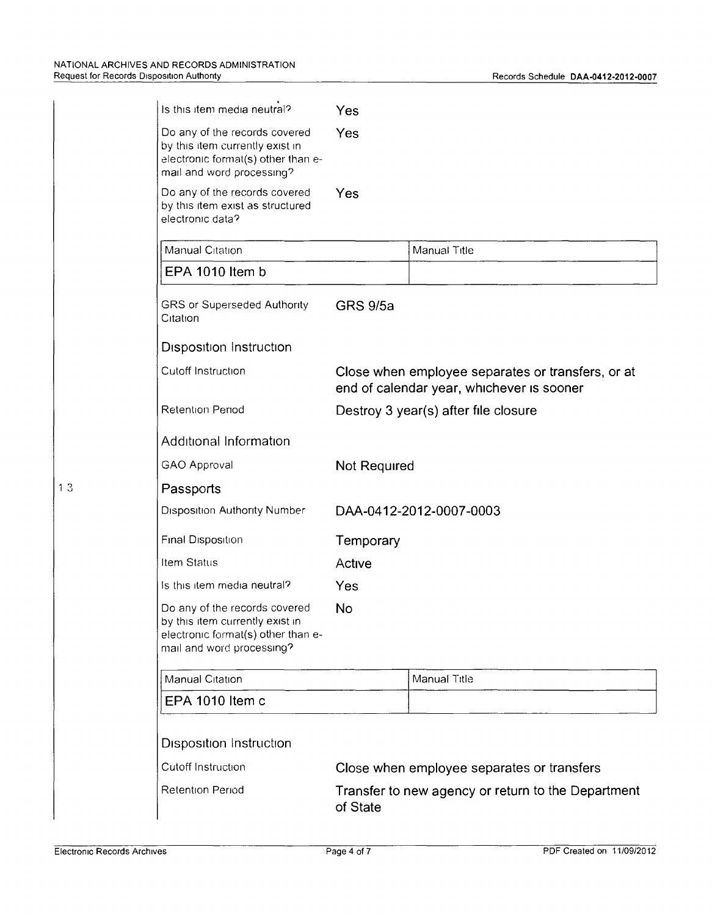| | |
|---|---|
| Is this item media neutral? | Yes |
| Do any of the records covered by this item currently exist in electronic format(s) other than e-mail and word processing? | Yes |
| Do any of the records covered by this item exist as structured electronic data? | Yes |

| Manual Citation | Manual Title |
|---|---|
| EPA 1010 Item b | |

| | |
|---|---|
| GRS or Superseded Authority Citation | GRS 9/5a |

Disposition Instruction

| | |
|---|---|
| Cutoff Instruction | Close when employee separates or transfers, or at end of calendar year, whichever is sooner |
| Retention Period | Destroy 3 year(s) after file closure |

Additional Information

| | |
|---|---|
| GAO Approval | Not Required |

## 1.3 Passports

| | |
|---|---|
| Disposition Authority Number | DAA-0412-2012-0007-0003 |
| Final Disposition | Temporary |
| Item Status | Active |
| Is this item media neutral? | Yes |
| Do any of the records covered by this item currently exist in electronic format(s) other than e-mail and word processing? | No |

| Manual Citation | Manual Title |
|---|---|
| EPA 1010 Item c | |

Disposition Instruction

| | |
|---|---|
| Cutoff Instruction | Close when employee separates or transfers |
| Retention Period | Transfer to new agency or return to the Department of State |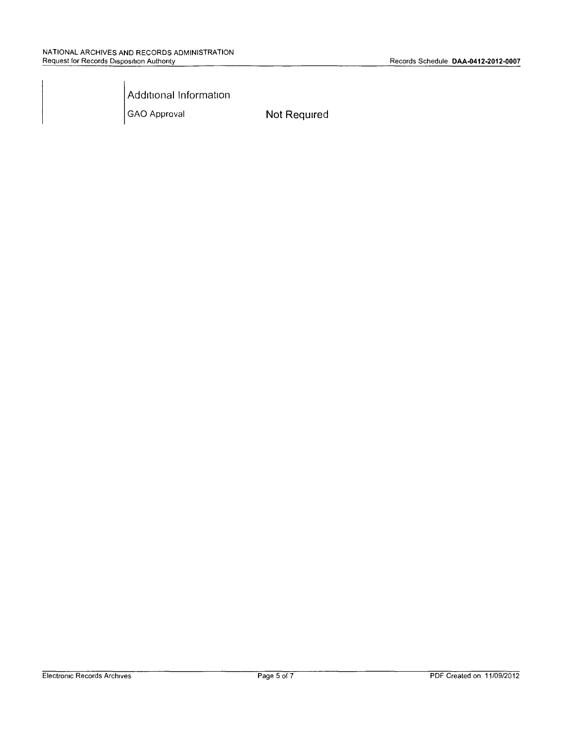## Additional Information

| GAO Approval | Not Required |
| --- | --- |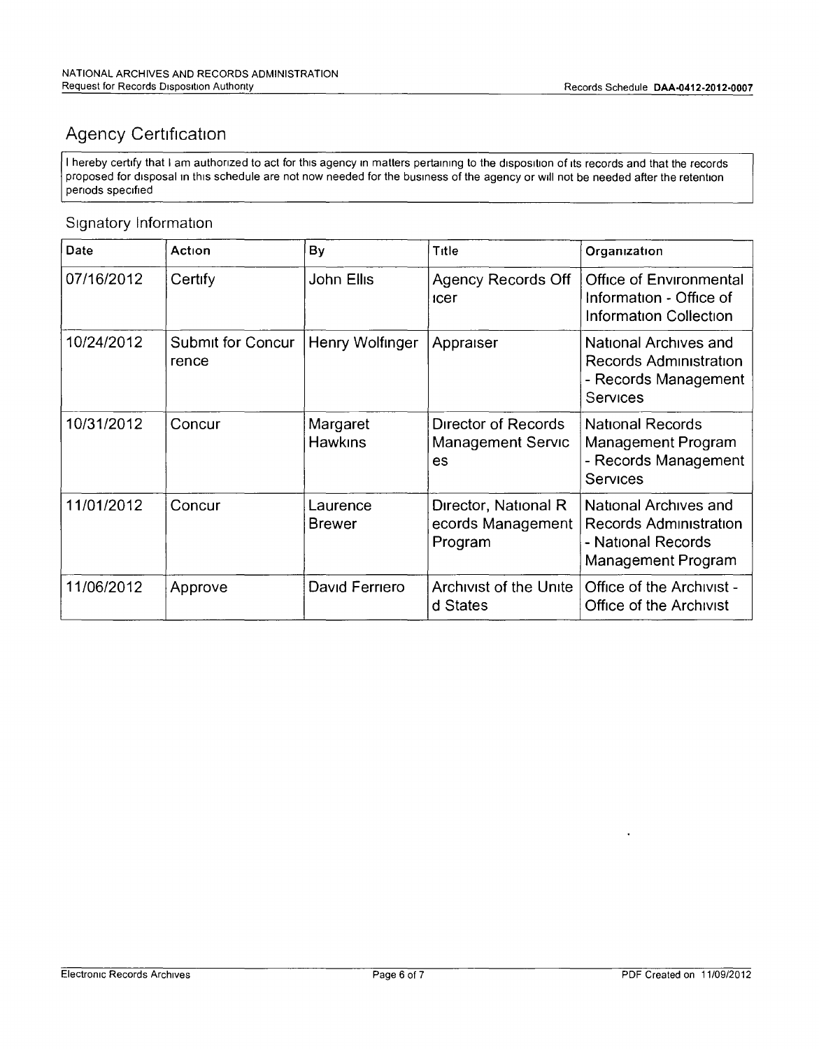## Agency Certification

I hereby certify that I am authorized to act for this agency in matters pertaining to the disposition of its records and that the records proposed for disposal in this schedule are not now needed for the business of the agency or will not be needed after the retention periods specified

### Signatory Information

| Date | Action | By | Title | Organization |
|---|---|---|---|---|
| 07/16/2012 | Certify | John Ellis | Agency Records Officer | Office of Environmental Information - Office of Information Collection |
| 10/24/2012 | Submit for Concurrence | Henry Wolfinger | Appraiser | National Archives and Records Administration - Records Management Services |
| 10/31/2012 | Concur | Margaret Hawkins | Director of Records Management Services | National Records Management Program - Records Management Services |
| 11/01/2012 | Concur | Laurence Brewer | Director, National Records Management Program | National Archives and Records Administration - National Records Management Program |
| 11/06/2012 | Approve | David Ferriero | Archivist of the United States | Office of the Archivist - Office of the Archivist |